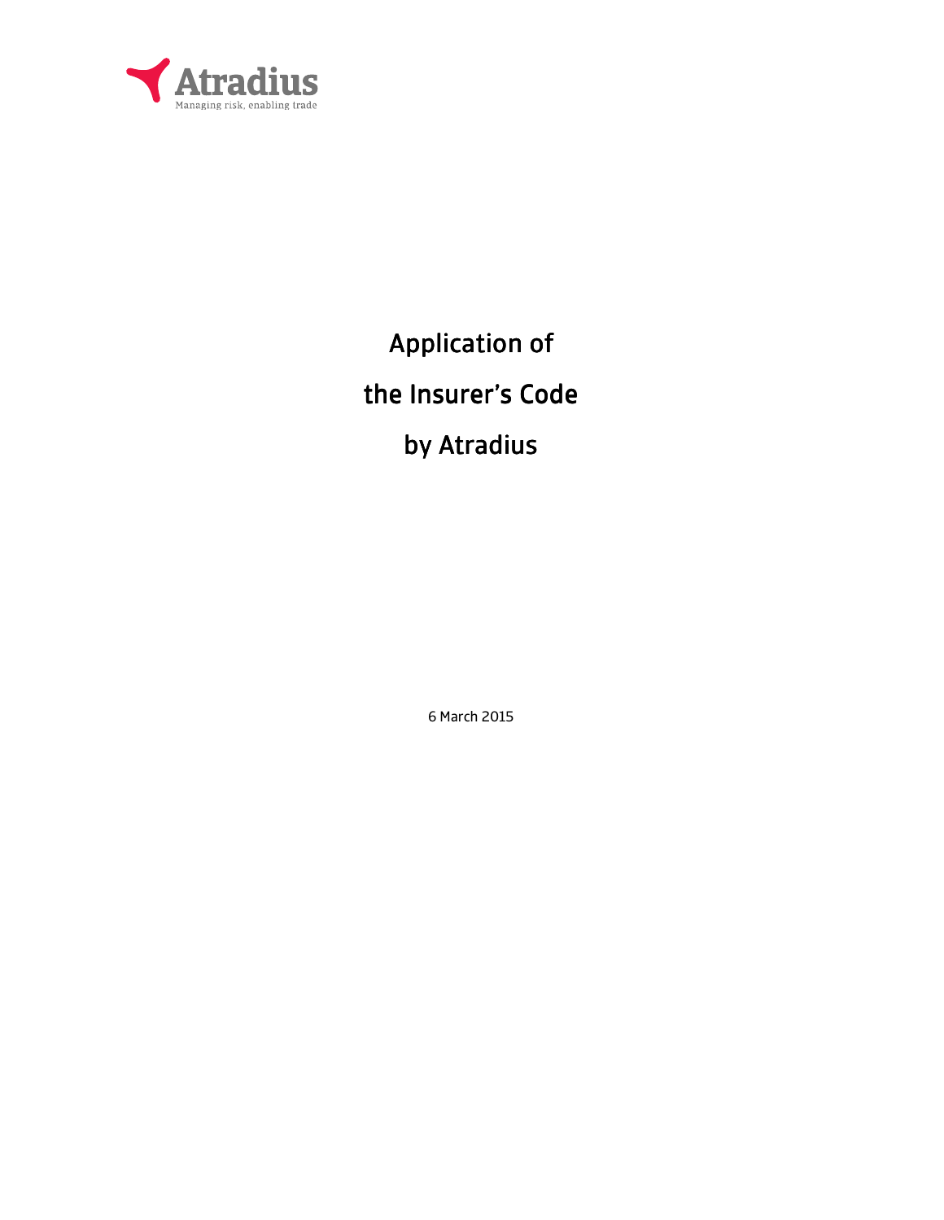Atradius

Managing risk, enabling trade

# Application of the Insurer's Code by Atradius

6 March 2015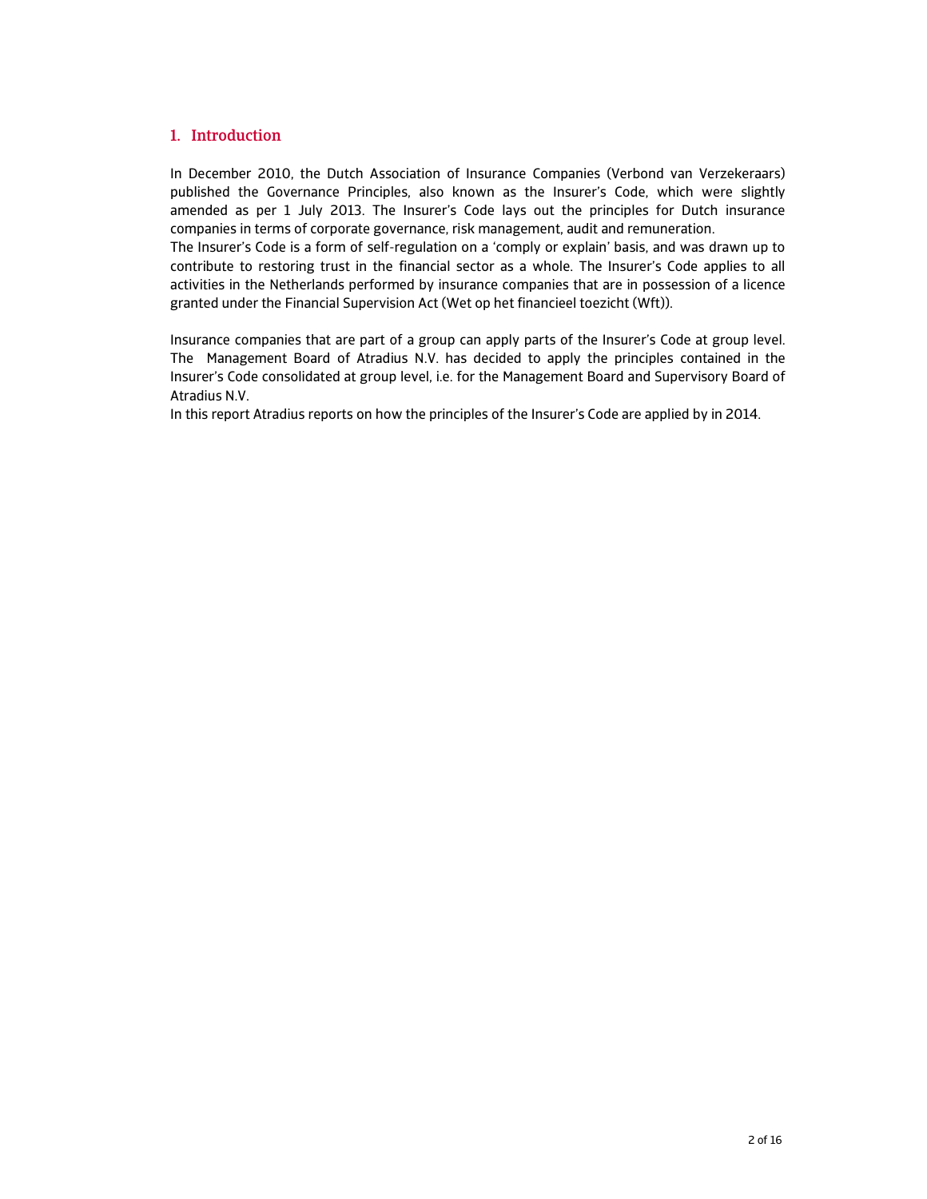## 1. Introduction

In December 2010, the Dutch Association of Insurance Companies (Verbond van Verzekeraars) published the Governance Principles, also known as the Insurer's Code, which were slightly amended as per 1 July 2013. The Insurer's Code lays out the principles for Dutch insurance companies in terms of corporate governance, risk management, audit and remuneration.
The Insurer's Code is a form of self-regulation on a 'comply or explain' basis, and was drawn up to contribute to restoring trust in the financial sector as a whole. The Insurer's Code applies to all activities in the Netherlands performed by insurance companies that are in possession of a licence granted under the Financial Supervision Act (Wet op het financieel toezicht (Wft)).

Insurance companies that are part of a group can apply parts of the Insurer's Code at group level. The Management Board of Atradius N.V. has decided to apply the principles contained in the Insurer's Code consolidated at group level, i.e. for the Management Board and Supervisory Board of Atradius N.V.
In this report Atradius reports on how the principles of the Insurer's Code are applied by in 2014.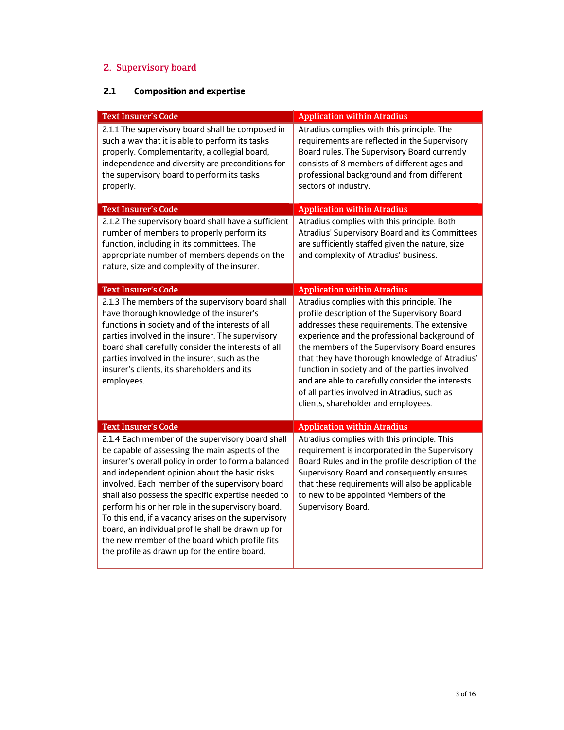## 2. Supervisory board

### 2.1 Composition and expertise

| Text Insurer's Code | Application within Atradius |
|---|---|
| 2.1.1 The supervisory board shall be composed in such a way that it is able to perform its tasks properly. Complementarity, a collegial board, independence and diversity are preconditions for the supervisory board to perform its tasks properly. | Atradius complies with this principle. The requirements are reflected in the Supervisory Board rules. The Supervisory Board currently consists of 8 members of different ages and professional background and from different sectors of industry. |
| **Text Insurer's Code** | **Application within Atradius** |
| 2.1.2 The supervisory board shall have a sufficient number of members to properly perform its function, including in its committees. The appropriate number of members depends on the nature, size and complexity of the insurer. | Atradius complies with this principle. Both Atradius' Supervisory Board and its Committees are sufficiently staffed given the nature, size and complexity of Atradius' business. |
| **Text Insurer's Code** | **Application within Atradius** |
| 2.1.3 The members of the supervisory board shall have thorough knowledge of the insurer's functions in society and of the interests of all parties involved in the insurer. The supervisory board shall carefully consider the interests of all parties involved in the insurer, such as the insurer's clients, its shareholders and its employees. | Atradius complies with this principle. The profile description of the Supervisory Board addresses these requirements. The extensive experience and the professional background of the members of the Supervisory Board ensures that they have thorough knowledge of Atradius' function in society and of the parties involved and are able to carefully consider the interests of all parties involved in Atradius, such as clients, shareholder and employees. |
| **Text Insurer's Code** | **Application within Atradius** |
| 2.1.4 Each member of the supervisory board shall be capable of assessing the main aspects of the insurer's overall policy in order to form a balanced and independent opinion about the basic risks involved. Each member of the supervisory board shall also possess the specific expertise needed to perform his or her role in the supervisory board. To this end, if a vacancy arises on the supervisory board, an individual profile shall be drawn up for the new member of the board which profile fits the profile as drawn up for the entire board. | Atradius complies with this principle. This requirement is incorporated in the Supervisory Board Rules and in the profile description of the Supervisory Board and consequently ensures that these requirements will also be applicable to new to be appointed Members of the Supervisory Board. |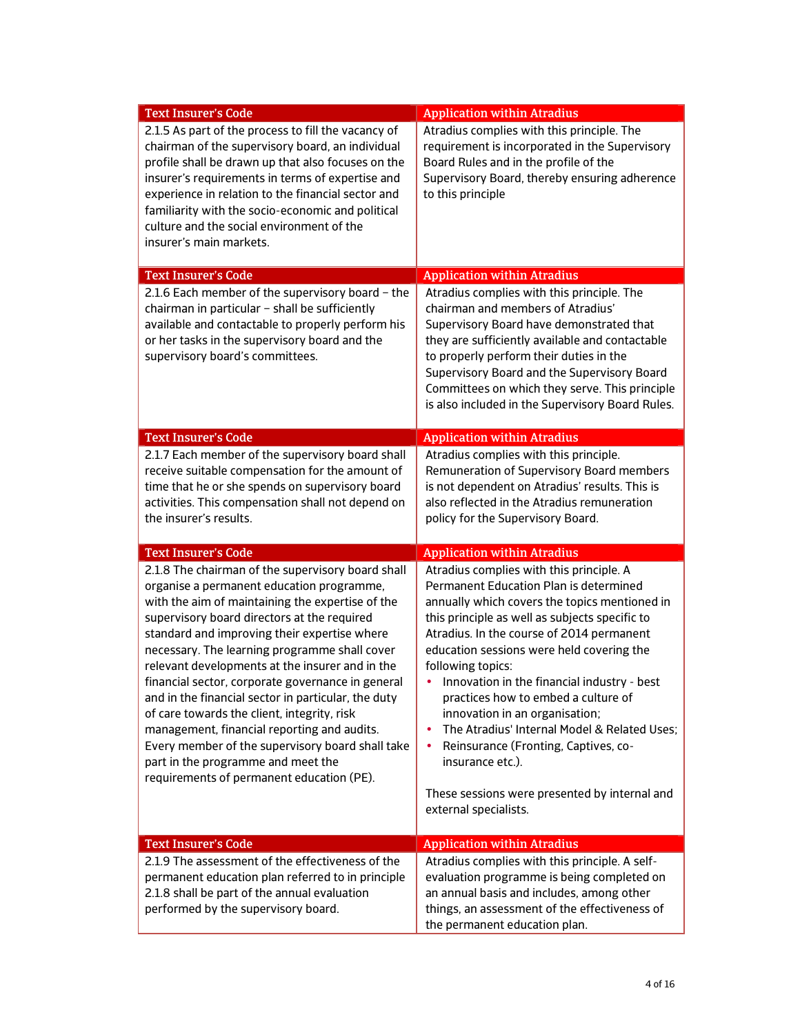| Text Insurer's Code | Application within Atradius |
|---|---|
| 2.1.5 As part of the process to fill the vacancy of chairman of the supervisory board, an individual profile shall be drawn up that also focuses on the insurer's requirements in terms of expertise and experience in relation to the financial sector and familiarity with the socio-economic and political culture and the social environment of the insurer's main markets. | Atradius complies with this principle. The requirement is incorporated in the Supervisory Board Rules and in the profile of the Supervisory Board, thereby ensuring adherence to this principle |

| Text Insurer's Code | Application within Atradius |
|---|---|
| 2.1.6 Each member of the supervisory board – the chairman in particular – shall be sufficiently available and contactable to properly perform his or her tasks in the supervisory board and the supervisory board's committees. | Atradius complies with this principle. The chairman and members of Atradius' Supervisory Board have demonstrated that they are sufficiently available and contactable to properly perform their duties in the Supervisory Board and the Supervisory Board Committees on which they serve. This principle is also included in the Supervisory Board Rules. |

| Text Insurer's Code | Application within Atradius |
|---|---|
| 2.1.7 Each member of the supervisory board shall receive suitable compensation for the amount of time that he or she spends on supervisory board activities. This compensation shall not depend on the insurer's results. | Atradius complies with this principle. Remuneration of Supervisory Board members is not dependent on Atradius' results. This is also reflected in the Atradius remuneration policy for the Supervisory Board. |

| Text Insurer's Code | Application within Atradius |
|---|---|
| 2.1.8 The chairman of the supervisory board shall organise a permanent education programme, with the aim of maintaining the expertise of the supervisory board directors at the required standard and improving their expertise where necessary. The learning programme shall cover relevant developments at the insurer and in the financial sector, corporate governance in general and in the financial sector in particular, the duty of care towards the client, integrity, risk management, financial reporting and audits. Every member of the supervisory board shall take part in the programme and meet the requirements of permanent education (PE). | Atradius complies with this principle. A Permanent Education Plan is determined annually which covers the topics mentioned in this principle as well as subjects specific to Atradius. In the course of 2014 permanent education sessions were held covering the following topics:<br>• Innovation in the financial industry - best practices how to embed a culture of innovation in an organisation;<br>• The Atradius' Internal Model & Related Uses;<br>• Reinsurance (Fronting, Captives, co-insurance etc.).<br><br>These sessions were presented by internal and external specialists. |

| Text Insurer's Code | Application within Atradius |
|---|---|
| 2.1.9 The assessment of the effectiveness of the permanent education plan referred to in principle 2.1.8 shall be part of the annual evaluation performed by the supervisory board. | Atradius complies with this principle. A self-evaluation programme is being completed on an annual basis and includes, among other things, an assessment of the effectiveness of the permanent education plan. |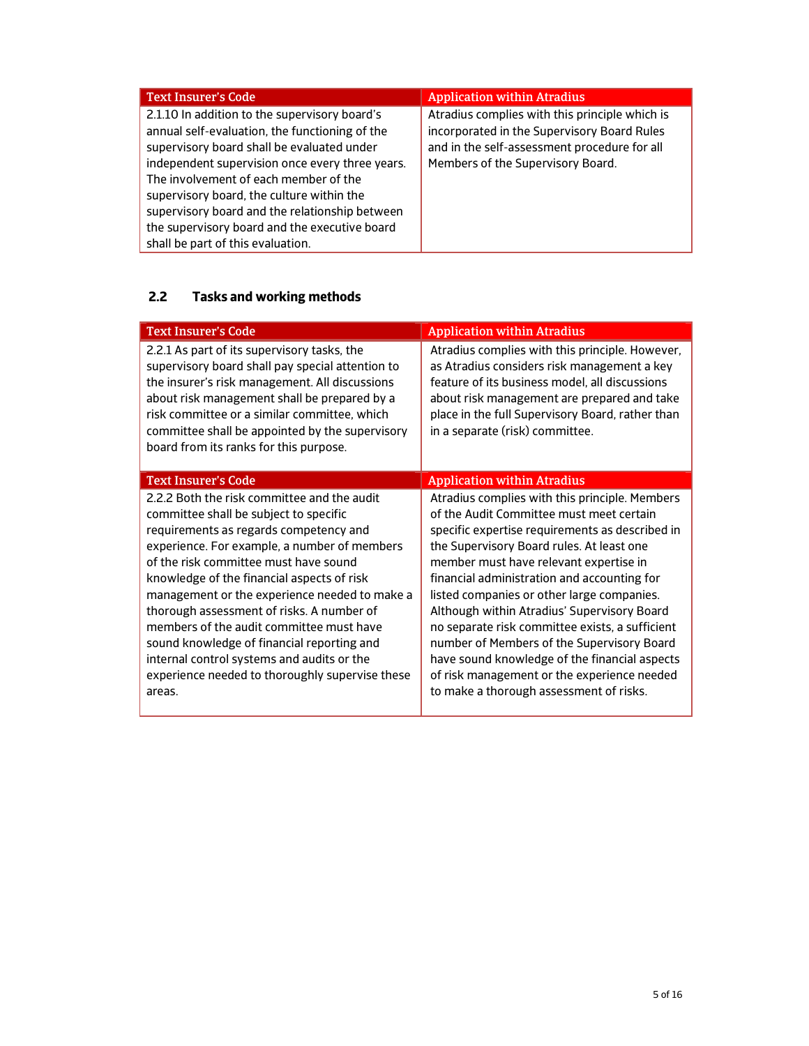| Text Insurer's Code | Application within Atradius |
| --- | --- |
| 2.1.10 In addition to the supervisory board's annual self-evaluation, the functioning of the supervisory board shall be evaluated under independent supervision once every three years. The involvement of each member of the supervisory board, the culture within the supervisory board and the relationship between the supervisory board and the executive board shall be part of this evaluation. | Atradius complies with this principle which is incorporated in the Supervisory Board Rules and in the self-assessment procedure for all Members of the Supervisory Board. |

## 2.2 Tasks and working methods

| Text Insurer's Code | Application within Atradius |
| --- | --- |
| 2.2.1 As part of its supervisory tasks, the supervisory board shall pay special attention to the insurer's risk management. All discussions about risk management shall be prepared by a risk committee or a similar committee, which committee shall be appointed by the supervisory board from its ranks for this purpose. | Atradius complies with this principle. However, as Atradius considers risk management a key feature of its business model, all discussions about risk management are prepared and take place in the full Supervisory Board, rather than in a separate (risk) committee. |

| Text Insurer's Code | Application within Atradius |
| --- | --- |
| 2.2.2 Both the risk committee and the audit committee shall be subject to specific requirements as regards competency and experience. For example, a number of members of the risk committee must have sound knowledge of the financial aspects of risk management or the experience needed to make a thorough assessment of risks. A number of members of the audit committee must have sound knowledge of financial reporting and internal control systems and audits or the experience needed to thoroughly supervise these areas. | Atradius complies with this principle. Members of the Audit Committee must meet certain specific expertise requirements as described in the Supervisory Board rules. At least one member must have relevant expertise in financial administration and accounting for listed companies or other large companies. Although within Atradius' Supervisory Board no separate risk committee exists, a sufficient number of Members of the Supervisory Board have sound knowledge of the financial aspects of risk management or the experience needed to make a thorough assessment of risks. |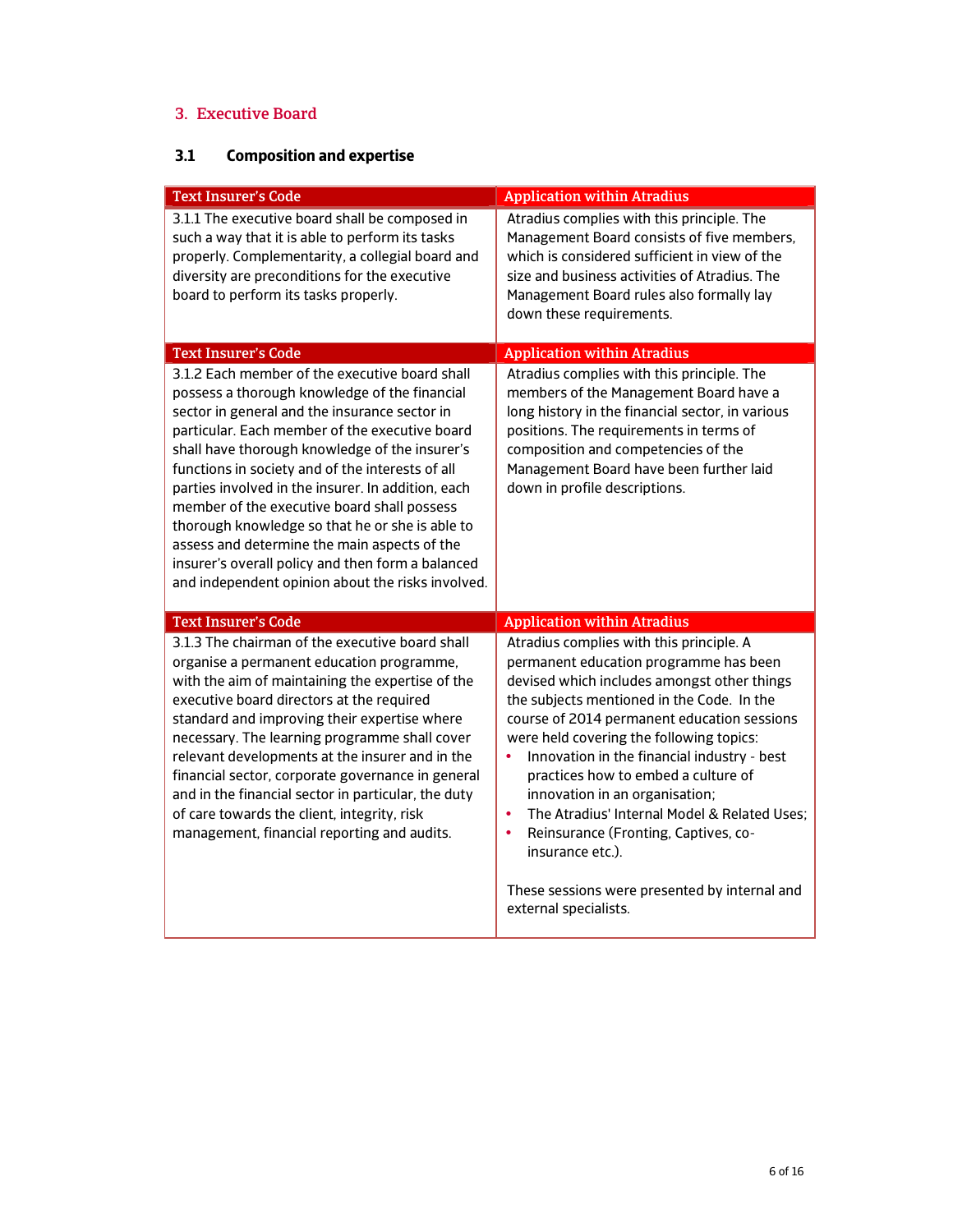## 3. Executive Board

### 3.1 Composition and expertise

| Text Insurer's Code | Application within Atradius |
|---|---|
| 3.1.1 The executive board shall be composed in such a way that it is able to perform its tasks properly. Complementarity, a collegial board and diversity are preconditions for the executive board to perform its tasks properly. | Atradius complies with this principle. The Management Board consists of five members, which is considered sufficient in view of the size and business activities of Atradius. The Management Board rules also formally lay down these requirements. |

| Text Insurer's Code | Application within Atradius |
|---|---|
| 3.1.2 Each member of the executive board shall possess a thorough knowledge of the financial sector in general and the insurance sector in particular. Each member of the executive board shall have thorough knowledge of the insurer's functions in society and of the interests of all parties involved in the insurer. In addition, each member of the executive board shall possess thorough knowledge so that he or she is able to assess and determine the main aspects of the insurer's overall policy and then form a balanced and independent opinion about the risks involved. | Atradius complies with this principle. The members of the Management Board have a long history in the financial sector, in various positions. The requirements in terms of composition and competencies of the Management Board have been further laid down in profile descriptions. |

| Text Insurer's Code | Application within Atradius |
|---|---|
| 3.1.3 The chairman of the executive board shall organise a permanent education programme, with the aim of maintaining the expertise of the executive board directors at the required standard and improving their expertise where necessary. The learning programme shall cover relevant developments at the insurer and in the financial sector, corporate governance in general and in the financial sector in particular, the duty of care towards the client, integrity, risk management, financial reporting and audits. | Atradius complies with this principle. A permanent education programme has been devised which includes amongst other things the subjects mentioned in the Code. In the course of 2014 permanent education sessions were held covering the following topics:<br>• Innovation in the financial industry - best practices how to embed a culture of innovation in an organisation;<br>• The Atradius' Internal Model & Related Uses;<br>• Reinsurance (Fronting, Captives, co-insurance etc.).<br><br>These sessions were presented by internal and external specialists. |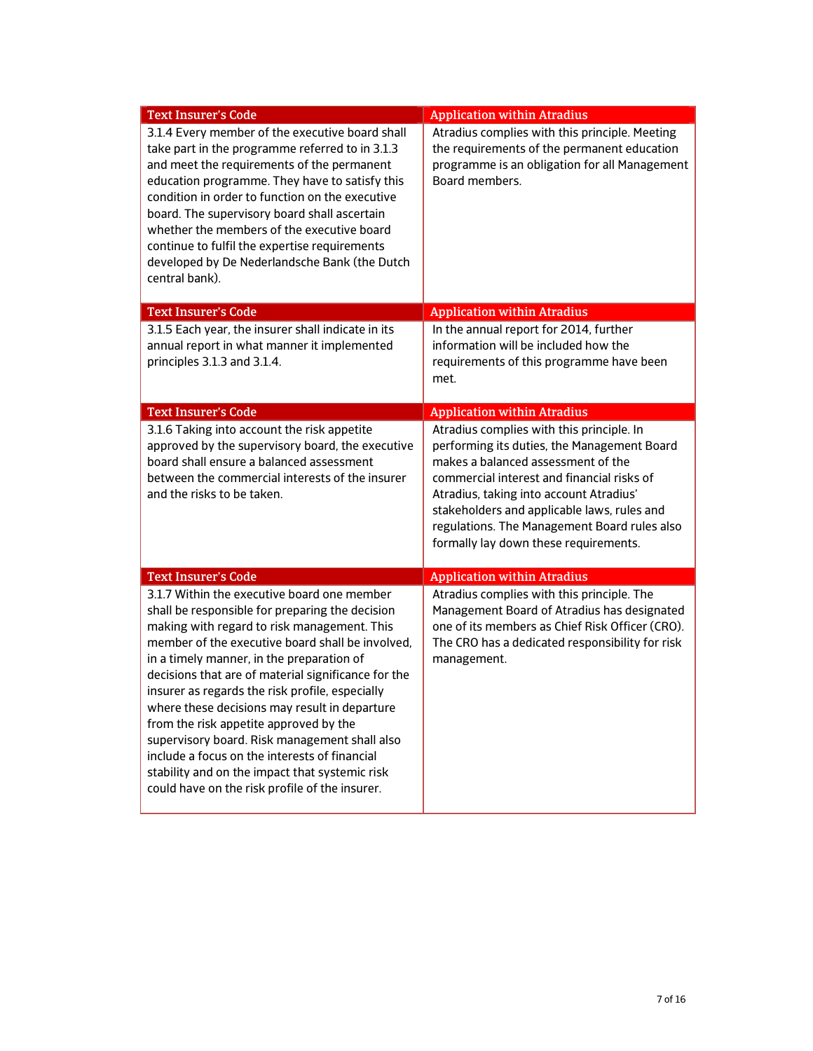| Text Insurer's Code | Application within Atradius |
|---|---|
| 3.1.4 Every member of the executive board shall take part in the programme referred to in 3.1.3 and meet the requirements of the permanent education programme. They have to satisfy this condition in order to function on the executive board. The supervisory board shall ascertain whether the members of the executive board continue to fulfil the expertise requirements developed by De Nederlandsche Bank (the Dutch central bank). | Atradius complies with this principle. Meeting the requirements of the permanent education programme is an obligation for all Management Board members. |

| Text Insurer's Code | Application within Atradius |
|---|---|
| 3.1.5 Each year, the insurer shall indicate in its annual report in what manner it implemented principles 3.1.3 and 3.1.4. | In the annual report for 2014, further information will be included how the requirements of this programme have been met. |

| Text Insurer's Code | Application within Atradius |
|---|---|
| 3.1.6 Taking into account the risk appetite approved by the supervisory board, the executive board shall ensure a balanced assessment between the commercial interests of the insurer and the risks to be taken. | Atradius complies with this principle. In performing its duties, the Management Board makes a balanced assessment of the commercial interest and financial risks of Atradius, taking into account Atradius' stakeholders and applicable laws, rules and regulations. The Management Board rules also formally lay down these requirements. |

| Text Insurer's Code | Application within Atradius |
|---|---|
| 3.1.7 Within the executive board one member shall be responsible for preparing the decision making with regard to risk management. This member of the executive board shall be involved, in a timely manner, in the preparation of decisions that are of material significance for the insurer as regards the risk profile, especially where these decisions may result in departure from the risk appetite approved by the supervisory board. Risk management shall also include a focus on the interests of financial stability and on the impact that systemic risk could have on the risk profile of the insurer. | Atradius complies with this principle. The Management Board of Atradius has designated one of its members as Chief Risk Officer (CRO). The CRO has a dedicated responsibility for risk management. |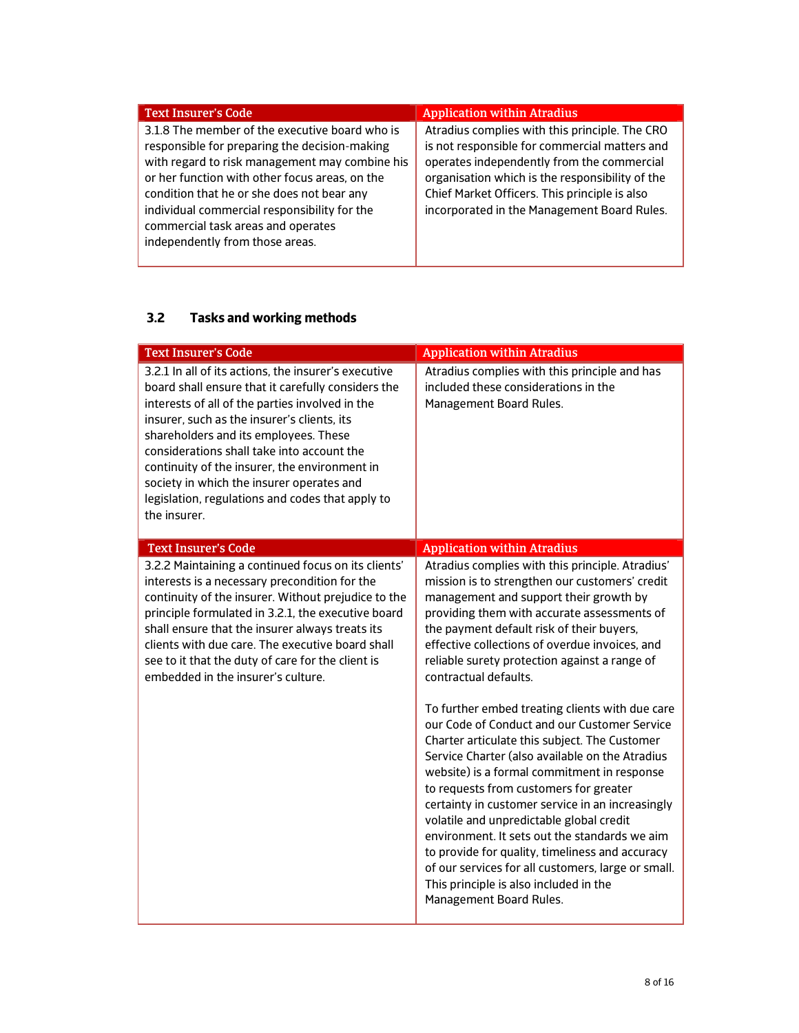| Text Insurer's Code | Application within Atradius |
|---|---|
| 3.1.8 The member of the executive board who is responsible for preparing the decision-making with regard to risk management may combine his or her function with other focus areas, on the condition that he or she does not bear any individual commercial responsibility for the commercial task areas and operates independently from those areas. | Atradius complies with this principle. The CRO is not responsible for commercial matters and operates independently from the commercial organisation which is the responsibility of the Chief Market Officers. This principle is also incorporated in the Management Board Rules. |

### 3.2 Tasks and working methods

| Text Insurer's Code | Application within Atradius |
|---|---|
| 3.2.1 In all of its actions, the insurer's executive board shall ensure that it carefully considers the interests of all of the parties involved in the insurer, such as the insurer's clients, its shareholders and its employees. These considerations shall take into account the continuity of the insurer, the environment in society in which the insurer operates and legislation, regulations and codes that apply to the insurer. | Atradius complies with this principle and has included these considerations in the Management Board Rules. |

| Text Insurer's Code | Application within Atradius |
|---|---|
| 3.2.2 Maintaining a continued focus on its clients' interests is a necessary precondition for the continuity of the insurer. Without prejudice to the principle formulated in 3.2.1, the executive board shall ensure that the insurer always treats its clients with due care. The executive board shall see to it that the duty of care for the client is embedded in the insurer's culture. | Atradius complies with this principle. Atradius' mission is to strengthen our customers' credit management and support their growth by providing them with accurate assessments of the payment default risk of their buyers, effective collections of overdue invoices, and reliable surety protection against a range of contractual defaults.<br><br>To further embed treating clients with due care our Code of Conduct and our Customer Service Charter articulate this subject. The Customer Service Charter (also available on the Atradius website) is a formal commitment in response to requests from customers for greater certainty in customer service in an increasingly volatile and unpredictable global credit environment. It sets out the standards we aim to provide for quality, timeliness and accuracy of our services for all customers, large or small. This principle is also included in the Management Board Rules. |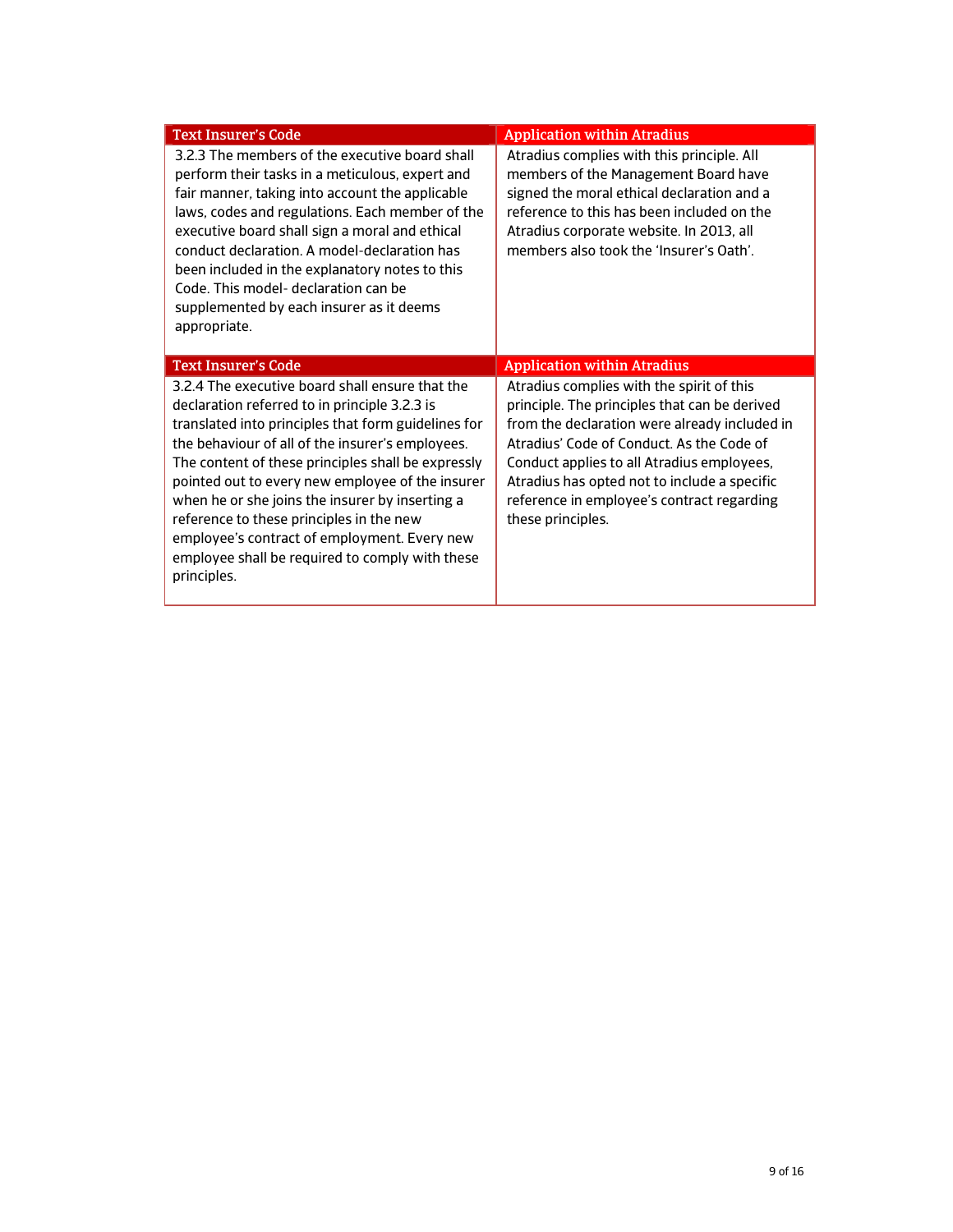| Text Insurer's Code | Application within Atradius |
| --- | --- |
| 3.2.3 The members of the executive board shall perform their tasks in a meticulous, expert and fair manner, taking into account the applicable laws, codes and regulations. Each member of the executive board shall sign a moral and ethical conduct declaration. A model-declaration has been included in the explanatory notes to this Code. This model- declaration can be supplemented by each insurer as it deems appropriate. | Atradius complies with this principle. All members of the Management Board have signed the moral ethical declaration and a reference to this has been included on the Atradius corporate website. In 2013, all members also took the 'Insurer's Oath'. |

| Text Insurer's Code | Application within Atradius |
| --- | --- |
| 3.2.4 The executive board shall ensure that the declaration referred to in principle 3.2.3 is translated into principles that form guidelines for the behaviour of all of the insurer's employees. The content of these principles shall be expressly pointed out to every new employee of the insurer when he or she joins the insurer by inserting a reference to these principles in the new employee's contract of employment. Every new employee shall be required to comply with these principles. | Atradius complies with the spirit of this principle. The principles that can be derived from the declaration were already included in Atradius' Code of Conduct. As the Code of Conduct applies to all Atradius employees, Atradius has opted not to include a specific reference in employee's contract regarding these principles. |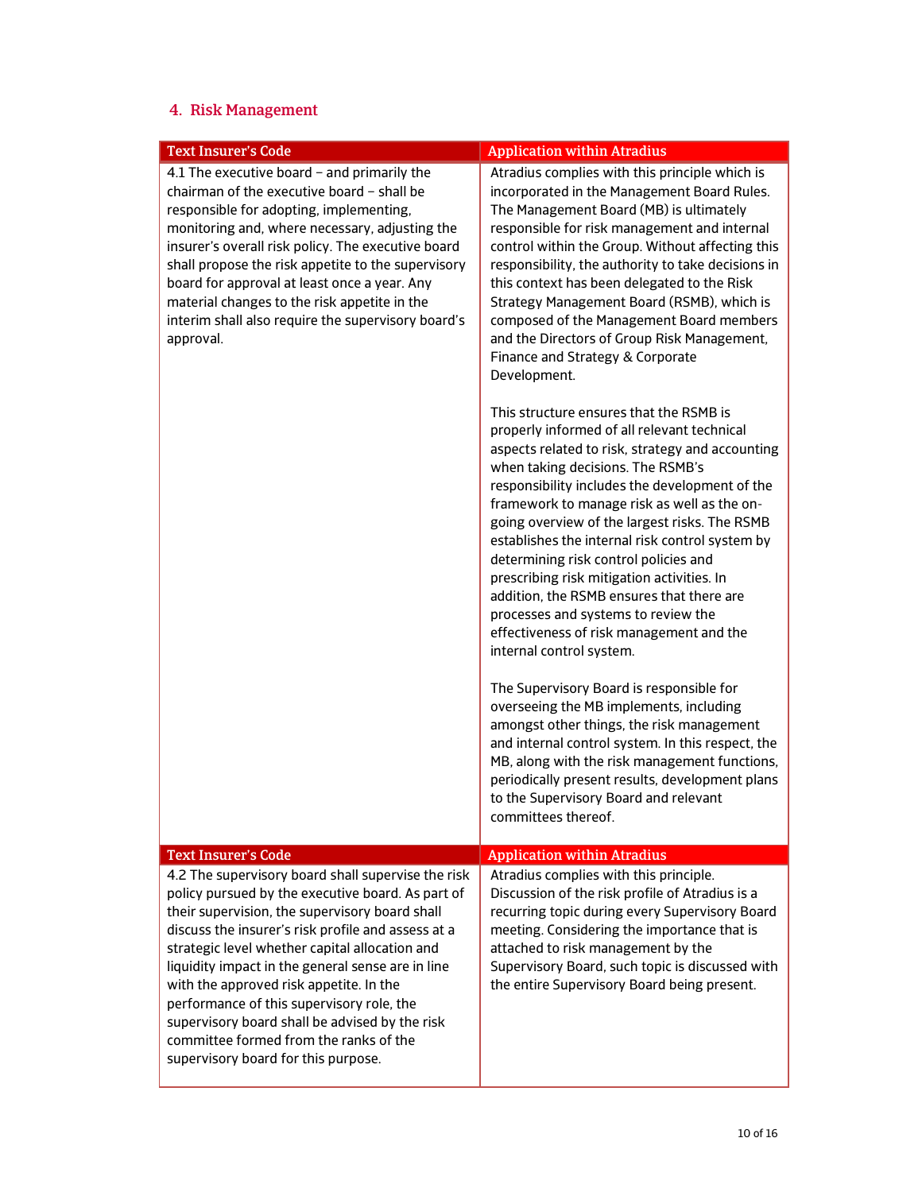## 4. Risk Management

| Text Insurer's Code | Application within Atradius |
|---|---|
| 4.1 The executive board – and primarily the chairman of the executive board – shall be responsible for adopting, implementing, monitoring and, where necessary, adjusting the insurer's overall risk policy. The executive board shall propose the risk appetite to the supervisory board for approval at least once a year. Any material changes to the risk appetite in the interim shall also require the supervisory board's approval. | Atradius complies with this principle which is incorporated in the Management Board Rules. The Management Board (MB) is ultimately responsible for risk management and internal control within the Group. Without affecting this responsibility, the authority to take decisions in this context has been delegated to the Risk Strategy Management Board (RSMB), which is composed of the Management Board members and the Directors of Group Risk Management, Finance and Strategy & Corporate Development.<br><br>This structure ensures that the RSMB is properly informed of all relevant technical aspects related to risk, strategy and accounting when taking decisions. The RSMB's responsibility includes the development of the framework to manage risk as well as the on-going overview of the largest risks. The RSMB establishes the internal risk control system by determining risk control policies and prescribing risk mitigation activities. In addition, the RSMB ensures that there are processes and systems to review the effectiveness of risk management and the internal control system.<br><br>The Supervisory Board is responsible for overseeing the MB implements, including amongst other things, the risk management and internal control system. In this respect, the MB, along with the risk management functions, periodically present results, development plans to the Supervisory Board and relevant committees thereof. |
| **Text Insurer's Code** | **Application within Atradius** |
| 4.2 The supervisory board shall supervise the risk policy pursued by the executive board. As part of their supervision, the supervisory board shall discuss the insurer's risk profile and assess at a strategic level whether capital allocation and liquidity impact in the general sense are in line with the approved risk appetite. In the performance of this supervisory role, the supervisory board shall be advised by the risk committee formed from the ranks of the supervisory board for this purpose. | Atradius complies with this principle. Discussion of the risk profile of Atradius is a recurring topic during every Supervisory Board meeting. Considering the importance that is attached to risk management by the Supervisory Board, such topic is discussed with the entire Supervisory Board being present. |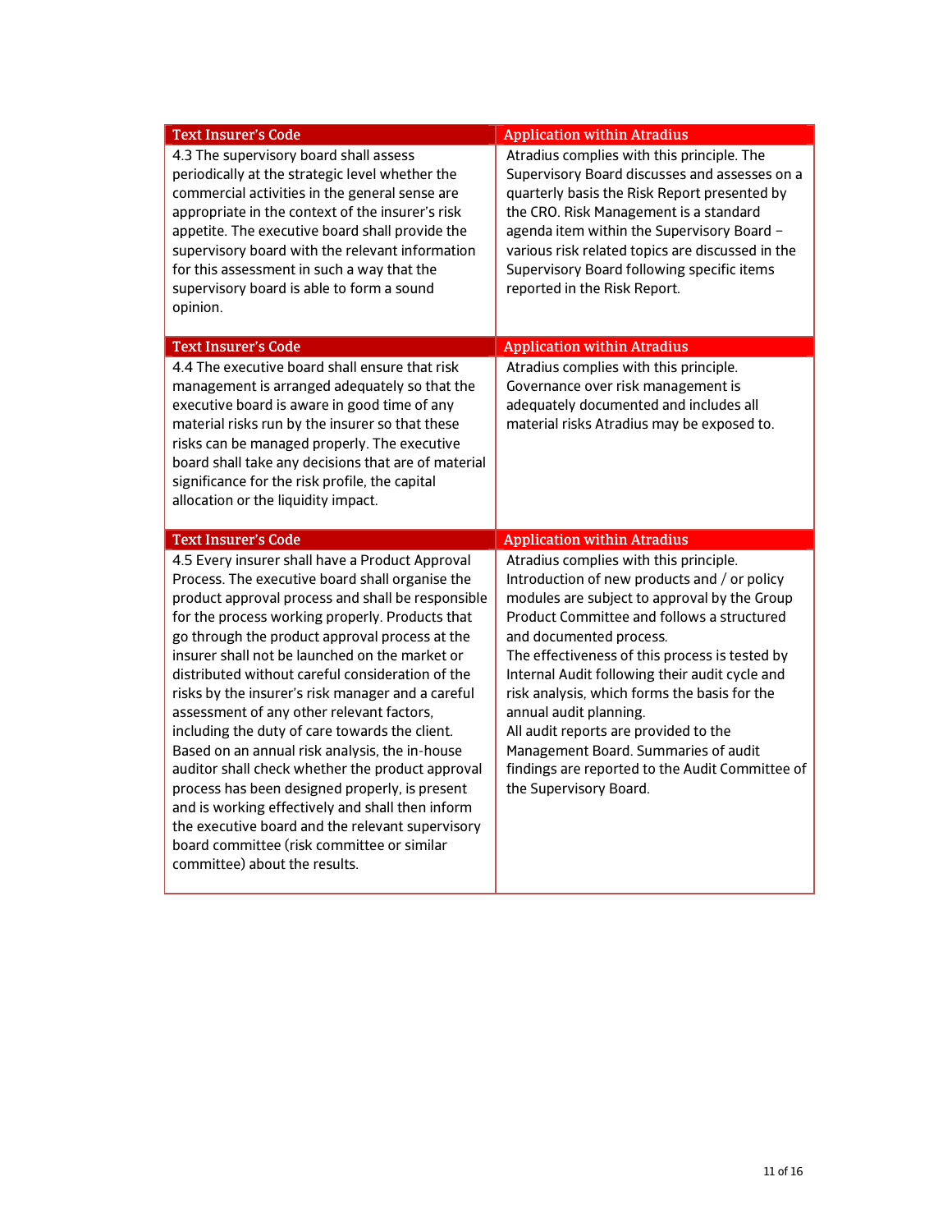| Text Insurer's Code | Application within Atradius |
| --- | --- |
| 4.3 The supervisory board shall assess periodically at the strategic level whether the commercial activities in the general sense are appropriate in the context of the insurer's risk appetite. The executive board shall provide the supervisory board with the relevant information for this assessment in such a way that the supervisory board is able to form a sound opinion. | Atradius complies with this principle. The Supervisory Board discusses and assesses on a quarterly basis the Risk Report presented by the CRO. Risk Management is a standard agenda item within the Supervisory Board – various risk related topics are discussed in the Supervisory Board following specific items reported in the Risk Report. |

| Text Insurer's Code | Application within Atradius |
| --- | --- |
| 4.4 The executive board shall ensure that risk management is arranged adequately so that the executive board is aware in good time of any material risks run by the insurer so that these risks can be managed properly. The executive board shall take any decisions that are of material significance for the risk profile, the capital allocation or the liquidity impact. | Atradius complies with this principle. Governance over risk management is adequately documented and includes all material risks Atradius may be exposed to. |

| Text Insurer's Code | Application within Atradius |
| --- | --- |
| 4.5 Every insurer shall have a Product Approval Process. The executive board shall organise the product approval process and shall be responsible for the process working properly. Products that go through the product approval process at the insurer shall not be launched on the market or distributed without careful consideration of the risks by the insurer's risk manager and a careful assessment of any other relevant factors, including the duty of care towards the client. Based on an annual risk analysis, the in-house auditor shall check whether the product approval process has been designed properly, is present and is working effectively and shall then inform the executive board and the relevant supervisory board committee (risk committee or similar committee) about the results. | Atradius complies with this principle. Introduction of new products and / or policy modules are subject to approval by the Group Product Committee and follows a structured and documented process. The effectiveness of this process is tested by Internal Audit following their audit cycle and risk analysis, which forms the basis for the annual audit planning. All audit reports are provided to the Management Board. Summaries of audit findings are reported to the Audit Committee of the Supervisory Board. |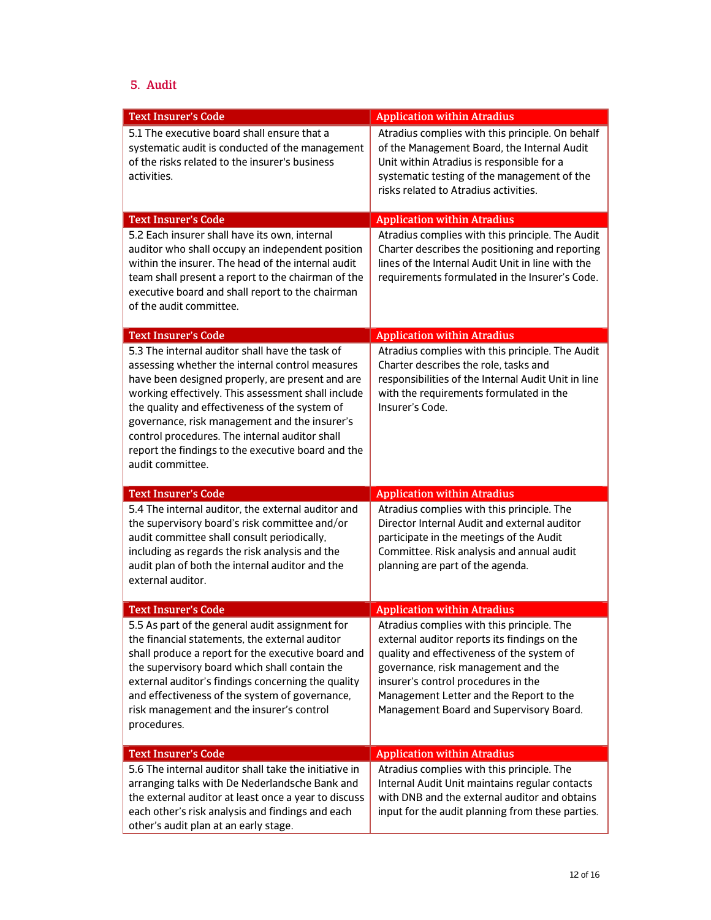## 5. Audit

| Text Insurer's Code | Application within Atradius |
|---|---|
| 5.1 The executive board shall ensure that a systematic audit is conducted of the management of the risks related to the insurer's business activities. | Atradius complies with this principle. On behalf of the Management Board, the Internal Audit Unit within Atradius is responsible for a systematic testing of the management of the risks related to Atradius activities. |
| **Text Insurer's Code** | **Application within Atradius** |
| 5.2 Each insurer shall have its own, internal auditor who shall occupy an independent position within the insurer. The head of the internal audit team shall present a report to the chairman of the executive board and shall report to the chairman of the audit committee. | Atradius complies with this principle. The Audit Charter describes the positioning and reporting lines of the Internal Audit Unit in line with the requirements formulated in the Insurer's Code. |
| **Text Insurer's Code** | **Application within Atradius** |
| 5.3 The internal auditor shall have the task of assessing whether the internal control measures have been designed properly, are present and are working effectively. This assessment shall include the quality and effectiveness of the system of governance, risk management and the insurer's control procedures. The internal auditor shall report the findings to the executive board and the audit committee. | Atradius complies with this principle. The Audit Charter describes the role, tasks and responsibilities of the Internal Audit Unit in line with the requirements formulated in the Insurer's Code. |
| **Text Insurer's Code** | **Application within Atradius** |
| 5.4 The internal auditor, the external auditor and the supervisory board's risk committee and/or audit committee shall consult periodically, including as regards the risk analysis and the audit plan of both the internal auditor and the external auditor. | Atradius complies with this principle. The Director Internal Audit and external auditor participate in the meetings of the Audit Committee. Risk analysis and annual audit planning are part of the agenda. |
| **Text Insurer's Code** | **Application within Atradius** |
| 5.5 As part of the general audit assignment for the financial statements, the external auditor shall produce a report for the executive board and the supervisory board which shall contain the external auditor's findings concerning the quality and effectiveness of the system of governance, risk management and the insurer's control procedures. | Atradius complies with this principle. The external auditor reports its findings on the quality and effectiveness of the system of governance, risk management and the insurer's control procedures in the Management Letter and the Report to the Management Board and Supervisory Board. |
| **Text Insurer's Code** | **Application within Atradius** |
| 5.6 The internal auditor shall take the initiative in arranging talks with De Nederlandsche Bank and the external auditor at least once a year to discuss each other's risk analysis and findings and each other's audit plan at an early stage. | Atradius complies with this principle. The Internal Audit Unit maintains regular contacts with DNB and the external auditor and obtains input for the audit planning from these parties. |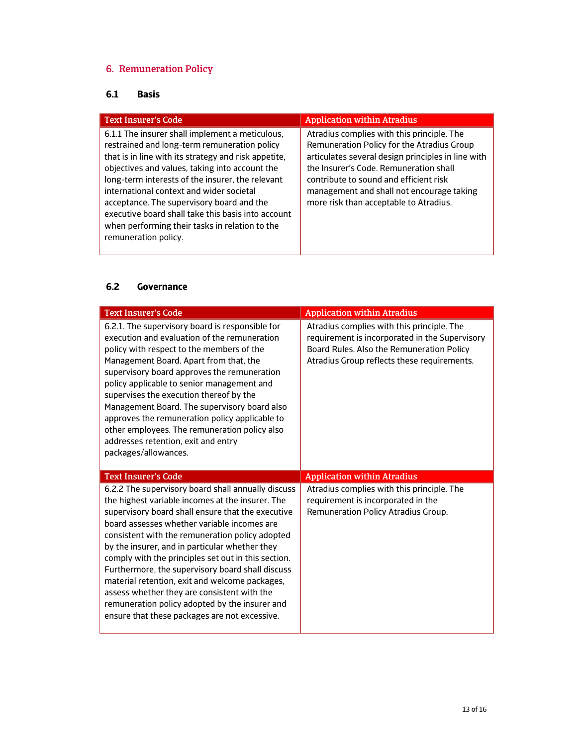## 6. Remuneration Policy

### 6.1 Basis

| Text Insurer's Code | Application within Atradius |
|---|---|
| 6.1.1 The insurer shall implement a meticulous, restrained and long-term remuneration policy that is in line with its strategy and risk appetite, objectives and values, taking into account the long-term interests of the insurer, the relevant international context and wider societal acceptance. The supervisory board and the executive board shall take this basis into account when performing their tasks in relation to the remuneration policy. | Atradius complies with this principle. The Remuneration Policy for the Atradius Group articulates several design principles in line with the Insurer's Code. Remuneration shall contribute to sound and efficient risk management and shall not encourage taking more risk than acceptable to Atradius. |

### 6.2 Governance

| Text Insurer's Code | Application within Atradius |
|---|---|
| 6.2.1. The supervisory board is responsible for execution and evaluation of the remuneration policy with respect to the members of the Management Board. Apart from that, the supervisory board approves the remuneration policy applicable to senior management and supervises the execution thereof by the Management Board. The supervisory board also approves the remuneration policy applicable to other employees. The remuneration policy also addresses retention, exit and entry packages/allowances. | Atradius complies with this principle. The requirement is incorporated in the Supervisory Board Rules. Also the Remuneration Policy Atradius Group reflects these requirements. |
| **Text Insurer's Code** | **Application within Atradius** |
| 6.2.2 The supervisory board shall annually discuss the highest variable incomes at the insurer. The supervisory board shall ensure that the executive board assesses whether variable incomes are consistent with the remuneration policy adopted by the insurer, and in particular whether they comply with the principles set out in this section. Furthermore, the supervisory board shall discuss material retention, exit and welcome packages, assess whether they are consistent with the remuneration policy adopted by the insurer and ensure that these packages are not excessive. | Atradius complies with this principle. The requirement is incorporated in the Remuneration Policy Atradius Group. |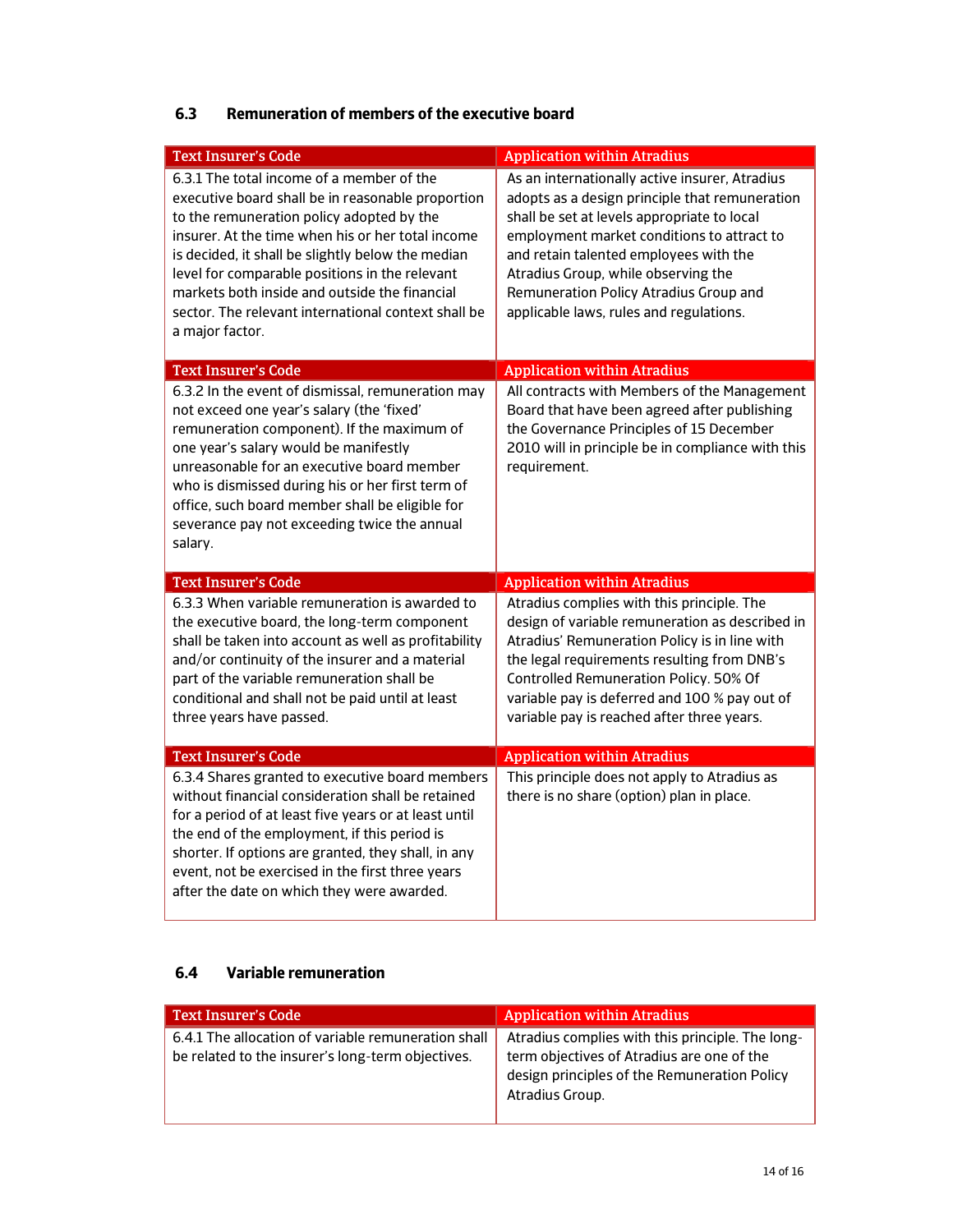## 6.3 Remuneration of members of the executive board

| Text Insurer's Code | Application within Atradius |
|---|---|
| 6.3.1 The total income of a member of the executive board shall be in reasonable proportion to the remuneration policy adopted by the insurer. At the time when his or her total income is decided, it shall be slightly below the median level for comparable positions in the relevant markets both inside and outside the financial sector. The relevant international context shall be a major factor. | As an internationally active insurer, Atradius adopts as a design principle that remuneration shall be set at levels appropriate to local employment market conditions to attract to and retain talented employees with the Atradius Group, while observing the Remuneration Policy Atradius Group and applicable laws, rules and regulations. |
| **Text Insurer's Code** | **Application within Atradius** |
| 6.3.2 In the event of dismissal, remuneration may not exceed one year's salary (the 'fixed' remuneration component). If the maximum of one year's salary would be manifestly unreasonable for an executive board member who is dismissed during his or her first term of office, such board member shall be eligible for severance pay not exceeding twice the annual salary. | All contracts with Members of the Management Board that have been agreed after publishing the Governance Principles of 15 December 2010 will in principle be in compliance with this requirement. |
| **Text Insurer's Code** | **Application within Atradius** |
| 6.3.3 When variable remuneration is awarded to the executive board, the long-term component shall be taken into account as well as profitability and/or continuity of the insurer and a material part of the variable remuneration shall be conditional and shall not be paid until at least three years have passed. | Atradius complies with this principle. The design of variable remuneration as described in Atradius' Remuneration Policy is in line with the legal requirements resulting from DNB's Controlled Remuneration Policy. 50% Of variable pay is deferred and 100 % pay out of variable pay is reached after three years. |
| **Text Insurer's Code** | **Application within Atradius** |
| 6.3.4 Shares granted to executive board members without financial consideration shall be retained for a period of at least five years or at least until the end of the employment, if this period is shorter. If options are granted, they shall, in any event, not be exercised in the first three years after the date on which they were awarded. | This principle does not apply to Atradius as there is no share (option) plan in place. |

## 6.4 Variable remuneration

| Text Insurer's Code | Application within Atradius |
|---|---|
| 6.4.1 The allocation of variable remuneration shall be related to the insurer's long-term objectives. | Atradius complies with this principle. The long-term objectives of Atradius are one of the design principles of the Remuneration Policy Atradius Group. |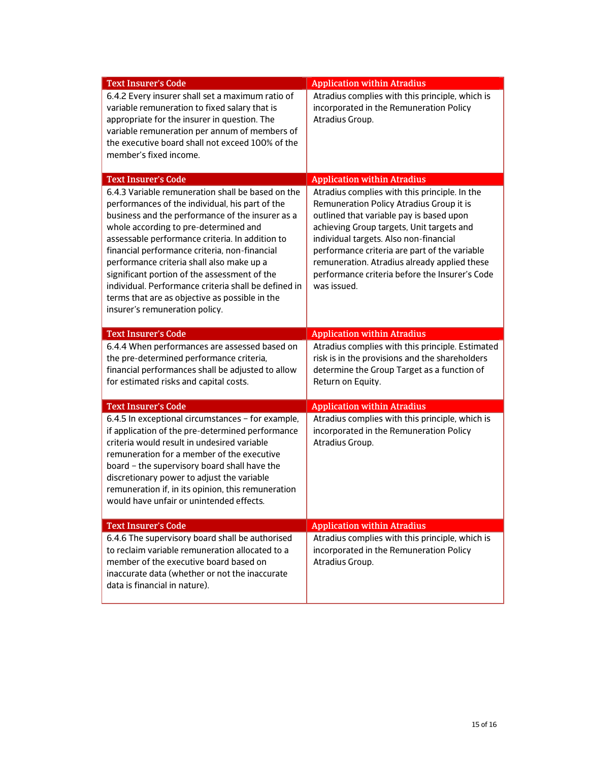| Text Insurer's Code | Application within Atradius |
| --- | --- |
| 6.4.2 Every insurer shall set a maximum ratio of variable remuneration to fixed salary that is appropriate for the insurer in question. The variable remuneration per annum of members of the executive board shall not exceed 100% of the member's fixed income. | Atradius complies with this principle, which is incorporated in the Remuneration Policy Atradius Group. |

| Text Insurer's Code | Application within Atradius |
| --- | --- |
| 6.4.3 Variable remuneration shall be based on the performances of the individual, his part of the business and the performance of the insurer as a whole according to pre-determined and assessable performance criteria. In addition to financial performance criteria, non-financial performance criteria shall also make up a significant portion of the assessment of the individual. Performance criteria shall be defined in terms that are as objective as possible in the insurer's remuneration policy. | Atradius complies with this principle. In the Remuneration Policy Atradius Group it is outlined that variable pay is based upon achieving Group targets, Unit targets and individual targets. Also non-financial performance criteria are part of the variable remuneration. Atradius already applied these performance criteria before the Insurer's Code was issued. |

| Text Insurer's Code | Application within Atradius |
| --- | --- |
| 6.4.4 When performances are assessed based on the pre-determined performance criteria, financial performances shall be adjusted to allow for estimated risks and capital costs. | Atradius complies with this principle. Estimated risk is in the provisions and the shareholders determine the Group Target as a function of Return on Equity. |

| Text Insurer's Code | Application within Atradius |
| --- | --- |
| 6.4.5 In exceptional circumstances – for example, if application of the pre-determined performance criteria would result in undesired variable remuneration for a member of the executive board – the supervisory board shall have the discretionary power to adjust the variable remuneration if, in its opinion, this remuneration would have unfair or unintended effects. | Atradius complies with this principle, which is incorporated in the Remuneration Policy Atradius Group. |

| Text Insurer's Code | Application within Atradius |
| --- | --- |
| 6.4.6 The supervisory board shall be authorised to reclaim variable remuneration allocated to a member of the executive board based on inaccurate data (whether or not the inaccurate data is financial in nature). | Atradius complies with this principle, which is incorporated in the Remuneration Policy Atradius Group. |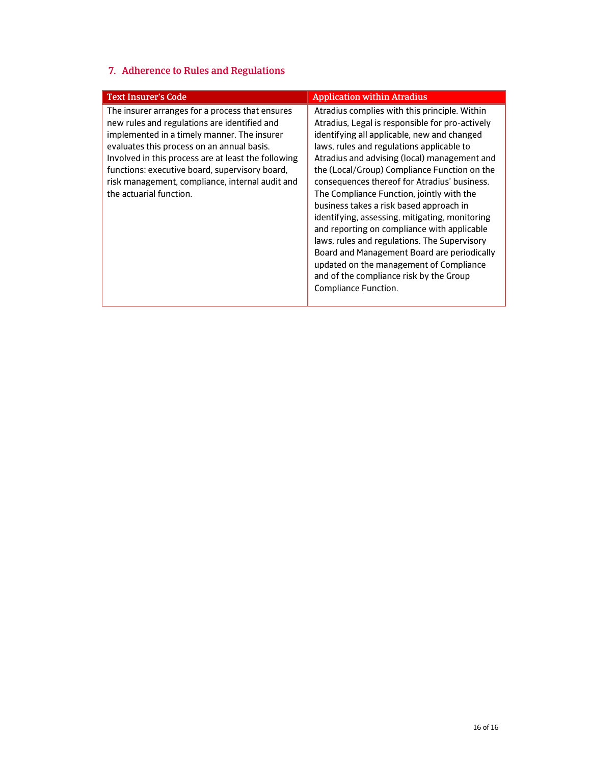## 7. Adherence to Rules and Regulations

| Text Insurer's Code | Application within Atradius |
|---|---|
| The insurer arranges for a process that ensures new rules and regulations are identified and implemented in a timely manner. The insurer evaluates this process on an annual basis. Involved in this process are at least the following functions: executive board, supervisory board, risk management, compliance, internal audit and the actuarial function. | Atradius complies with this principle. Within Atradius, Legal is responsible for pro-actively identifying all applicable, new and changed laws, rules and regulations applicable to Atradius and advising (local) management and the (Local/Group) Compliance Function on the consequences thereof for Atradius' business. The Compliance Function, jointly with the business takes a risk based approach in identifying, assessing, mitigating, monitoring and reporting on compliance with applicable laws, rules and regulations. The Supervisory Board and Management Board are periodically updated on the management of Compliance and of the compliance risk by the Group Compliance Function. |